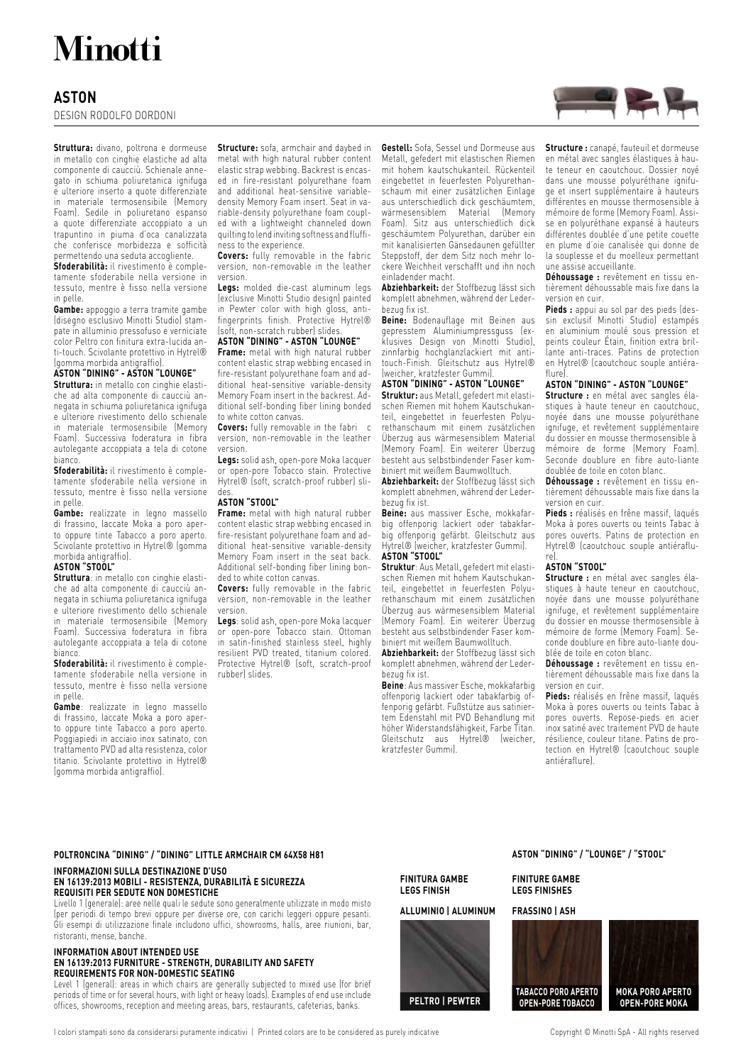# Minotti

## ASTON

DESIGN RODOLFO DORDONI

**Struttura:** divano, poltrona e dormeuse in metallo con cinghie elastiche ad alta componente di caucciù. Schienale annegato in schiuma poliuretanica ignifuga e ulteriore inserto a quote differenziate in materiale termosensibile (Memory Foam). Sedile in poliuretano espanso a quote differenziate accoppiato a un trapuntino in piuma d'oca canalizzata che conferisce morbidezza e sofficità permettendo una seduta accogliente.

**Sfoderabilità:** il rivestimento è completamente sfoderabile nella versione in tessuto, mentre è fisso nella versione in pelle.

**Gambe:** appoggio a terra tramite gambe (disegno esclusivo Minotti Studio) stampate in alluminio pressofuso e verniciate color Peltro con finitura extra-lucida anti-touch. Scivolante protettivo in Hytrel® (gomma morbida antigraffio).

**ASTON "DINING" - ASTON "LOUNGE"**

**Struttura:** in metallo con cinghie elastiche ad alta componente di caucciù annegata in schiuma poliuretanica ignifuga e ulteriore rivestimento dello schienale in materiale termosensibile (Memory Foam). Successiva foderatura in fibra autolegante accoppiata a tela di cotone bianco.

**Sfoderabilità:** il rivestimento è completamente sfoderabile nella versione in tessuto, mentre è fisso nella versione in pelle.

**Gambe:** realizzate in legno massello di frassino, laccate Moka a poro aperto oppure tinte Tabacco a poro aperto. Scivolante protettivo in Hytrel® (gomma morbida antigraffio).

**ASTON "STOOL"**

**Struttura**: in metallo con cinghie elastiche ad alta componente di caucciù annegata in schiuma poliuretanica ignifuga e ulteriore rivestimento dello schienale in materiale termosensibile (Memory Foam). Successiva foderatura in fibra autolegante accoppiata a tela di cotone bianco.

**Sfoderabilità:** il rivestimento è completamente sfoderabile nella versione in tessuto, mentre è fisso nella versione in pelle.

**Gambe**: realizzate in legno massello di frassino, laccate Moka a poro aperto oppure tinte Tabacco a poro aperto. Poggiapiedi in acciaio inox satinato, con trattamento PVD ad alta resistenza, color titanio. Scivolante protettivo in Hytrel® (gomma morbida antigraffio).

**Structure:** sofa, armchair and daybed in metal with high natural rubber content elastic strap webbing. Backrest is encased in fire-resistant polyurethane foam and additional heat-sensitive variable-density Memory Foam insert. Seat in variable-density polyurethane foam coupled with a lightweight channeled down quilting to lend inviting softness and fluffiness to the experience.

**Covers:** fully removable in the fabric version, non-removable in the leather version.

**Legs:** molded die-cast aluminum legs (exclusive Minotti Studio design) painted in Pewter color with high gloss, anti-fingerprints finish. Protective Hytrel® (soft, non-scratch rubber) slides.

**ASTON "DINING" - ASTON "LOUNGE"**

**Frame:** metal with high natural rubber content elastic strap webbing encased in fire-resistant polyurethane foam and additional heat-sensitive variable-density Memory Foam insert in the backrest. Additional self-bonding fiber lining bonded to white cotton canvas.

**Covers:** fully removable in the fabri c version, non-removable in the leather version.

**Legs:** solid ash, open-pore Moka lacquer or open-pore Tobacco stain. Protective Hytrel® (soft, scratch-proof rubber) slides.

**ASTON "STOOL"**

**Frame:** metal with high natural rubber content elastic strap webbing encased in fire-resistant polyurethane foam and additional heat-sensitive variable-density Memory Foam insert in the seat back. Additional self-bonding fiber lining bonded to white cotton canvas.

**Covers:** fully removable in the fabric version, non-removable in the leather version.

**Legs**: solid ash, open-pore Moka lacquer or open-pore Tobacco stain. Ottoman in satin-finished stainless steel, highly resilient PVD treated, titanium colored. Protective Hytrel® (soft, scratch-proof rubber) slides.

**Gestell:** Sofa, Sessel und Dormeuse aus Metall, gefedert mit elastischen Riemen mit hohem Kautschukanteil. Rückenteil eingebettet in feuerfesten Polyurethanschaum mit einer zusätzlichen Einlage aus unterschiedlich dick geschäumtem, wärmesensiblem Material (Memory Foam). Sitz aus unterschiedlich dick geschäumtem Polyurethan, darüber ein mit kanalisierten Gänsedaunen gefüllter Steppstoff, der dem Sitz noch mehr lockere Weichheit verschafft und ihn noch einladender macht.

**Abziehbarkeit:** der Stoffbezug lässt sich komplett abnehmen, während der Lederbezug fix ist.

**Beine:** Bodenauflage mit Beinen aus gepresstem Aluminiumpressguss (exklusives Design von Minotti Studio), zinnfarbig hochglanzlackiert mit anti-touch-Finish. Gleitschutz aus Hytrel® (weicher, kratzfester Gummi).

**ASTON "DINING" - ASTON "LOUNGE"**

**Struktur:** aus Metall, gefedert mit elastischen Riemen mit hohem Kautschukanteil, eingebettet in feuerfesten Polyurethanschaum mit einem zusätzlichen Überzug aus wärmesensiblem Material (Memory Foam). Ein weiterer Überzug besteht aus selbstbindender Faser kombiniert mit weißem Baumwolltuch.

**Abziehbarkeit:** der Stoffbezug lässt sich komplett abnehmen, während der Lederbezug fix ist.

**Beine:** aus massiver Esche, mokkafarbig offenporig lackiert oder tabakfarbig offenporig gefärbt. Gleitschutz aus Hytrel® (weicher, kratzfester Gummi).

**ASTON "STOOL"**

**Struktur**: Aus Metall, gefedert mit elastischen Riemen mit hohem Kautschukanteil, eingebettet in feuerfesten Polyurethanschaum mit einem zusätzlichen Überzug aus wärmesensiblem Material (Memory Foam). Ein weiterer Überzug besteht aus selbstbindender Faser kombiniert mit weißem Baumwolltuch.

**Abziehbarkeit:** der Stoffbezug lässt sich komplett abnehmen, während der Lederbezug fix ist.

**Beine**: Aus massiver Esche, mokkafarbig offenporig lackiert oder tabakfarbig offenporig gefärbt. Fußstütze aus satiniertem Edenstahl mit PVD Behandlung mit höher Widerstandsfähigkeit, Farbe Titan. Gleitschutz aus Hytrel® (weicher, kratzfester Gummi).

**Structure :** canapé, fauteuil et dormeuse en métal avec sangles élastiques à haute teneur en caoutchouc. Dossier noyé dans une mousse polyuréthane ignifuge et insert supplémentaire à hauteurs différentes en mousse thermosensible à mémoire de forme (Memory Foam). Assise en polyuréthane expansé à hauteurs différentes doublée d'une petite couette en plume d'oie canalisée qui donne de la souplesse et du moelleux permettant une assise accueillante.

**Déhoussage :** revêtement en tissu entièrement déhoussable mais fixe dans la version en cuir.

**Pieds :** appui au sol par des pieds (dessin exclusif Minotti Studio) estampés en aluminium moulé sous pression et peints couleur Étain, finition extra brillante anti-traces. Patins de protection en Hytrel® (caoutchouc souple antiéraflure).

**ASTON "DINING" - ASTON "LOUNGE"**

**Structure :** en métal avec sangles élastiques à haute teneur en caoutchouc, noyée dans une mousse polyuréthane ignifuge, et revêtement supplémentaire du dossier en mousse thermosensible à mémoire de forme (Memory Foam). Seconde doublure en fibre auto-liante doublée de toile en coton blanc.

**Déhoussage :** revêtement en tissu entièrement déhoussable mais fixe dans la version en cuir.

**Pieds :** réalisés en frêne massif, laqués Moka à pores ouverts ou teints Tabac à pores ouverts. Patins de protection en Hytrel® (caoutchouc souple antiéraflure).

**ASTON "STOOL"**

**Structure :** en métal avec sangles élastiques à haute teneur en caoutchouc, noyée dans une mousse polyuréthane ignifuge, et revêtement supplémentaire du dossier en mousse thermosensible à mémoire de forme (Memory Foam). Seconde doublure en fibre auto-liante doublée de toile en coton blanc.

**Déhoussage :** revêtement en tissu entièrement déhoussable mais fixe dans la version en cuir.

**Pieds:** réalisés en frêne massif, laqués Moka à pores ouverts ou teints Tabac à pores ouverts. Repose-pieds en acier inox satiné avec traitement PVD de haute résilience, couleur titane. Patins de protection en Hytrel® (caoutchouc souple antiéraflure).

### POLTRONCINA "DINING" / "DINING" LITTLE ARMCHAIR CM 64X58 H81

**INFORMAZIONI SULLA DESTINAZIONE D'USO**
**EN 16139:2013 MOBILI - RESISTENZA, DURABILITÀ E SICUREZZA**
**REQUISITI PER SEDUTE NON DOMESTICHE**

Livello 1 (generale): aree nelle quali le sedute sono generalmente utilizzate in modo misto (per periodi di tempo brevi oppure per diverse ore, con carichi leggeri oppure pesanti. Gli esempi di utilizzazione finale includono uffici, showrooms, halls, aree riunioni, bar, ristoranti, mense, banche.

**INFORMATION ABOUT INTENDED USE**
**EN 16139:2013 FURNITURE - STRENGTH, DURABILITY AND SAFETY**
**REQUIREMENTS FOR NON-DOMESTIC SEATING**

Level 1 (general): areas in which chairs are generally subjected to mixed use (for brief periods of time or for several hours, with light or heavy loads). Examples of end use include offices, showrooms, reception and meeting areas, bars, restaurants, cafeterias, banks.

**FINITURA GAMBE**
**LEGS FINISH**

**ALLUMINIO | ALUMINUM**

PELTRO | PEWTER

### ASTON "DINING" / "LOUNGE" / "STOOL"

**FINITURE GAMBE**
**LEGS FINISHES**

**FRASSINO | ASH**

TABACCO PORO APERTO
OPEN-PORE TOBACCO

MOKA PORO APERTO
OPEN-PORE MOKA

I colori stampati sono da considerarsi puramente indicativi | Printed colors are to be considered as purely indicative

Copyright © Minotti SpA - All rights reserved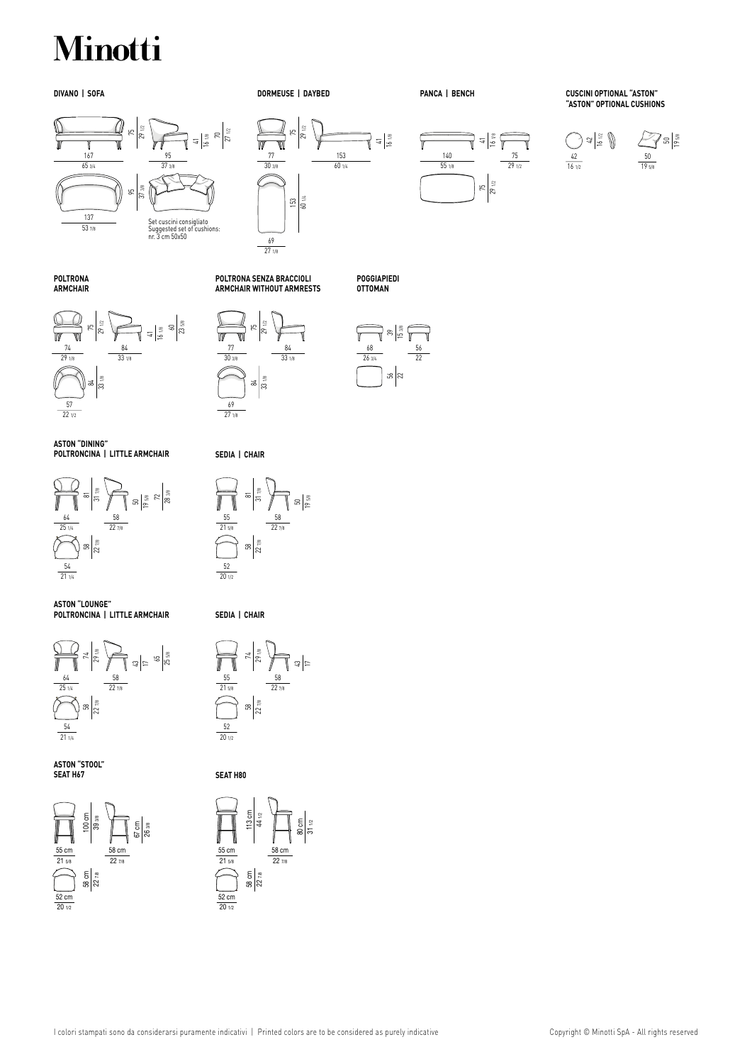# Minotti

**DIVANO | SOFA**

75
29 1/2
41
16 1/8
70
27 1/2
167
65 3/4
95
37 3/8
95
37 3/8
137
53 7/8

Set cuscini consigliato
Suggested set of cushions:
nr. 3 cm 50x50

**DORMEUSE | DAYBED**

75
29 1/2
41
16 1/8
77
30 3/8
153
60 1/4
153
60 1/4
69
27 1/8

**PANCA | BENCH**

41
16 1/8
140
55 1/8
75
29 1/2
75
29 1/2

**CUSCINI OPTIONAL "ASTON"**
**"ASTON" OPTIONAL CUSHIONS**

42
16 1/2
42
16 1/2
50
19 5/8
50
19 5/8

**POLTRONA**
**ARMCHAIR**

75
29 1/2
41
16 1/8
60
23 5/8
74
29 1/8
84
33 1/8
84
33 1/8
57
22 1/2

**POLTRONA SENZA BRACCIOLI**
**ARMCHAIR WITHOUT ARMRESTS**

75
29 1/2
77
30 3/8
84
33 1/8
84
33 1/8
69
27 1/8

**POGGIAPIEDI**
**OTTOMAN**

39
15 3/8
68
26 3/4
56
22
56
22

**ASTON "DINING"**
**POLTRONCINA | LITTLE ARMCHAIR**

81
31 7/8
50
19 5/8
72
28 3/8
64
25 1/4
58
22 7/8
58
22 7/8
54
21 1/4

**SEDIA | CHAIR**

81
31 7/8
50
19 5/8
55
21 5/8
58
22 7/8
58
22 7/8
52
20 1/2

**ASTON "LOUNGE"**
**POLTRONCINA | LITTLE ARMCHAIR**

74
29 1/8
43
17
65
25 5/8
64
25 1/4
58
22 7/8
58
22 7/8
54
21 1/4

**SEDIA | CHAIR**

74
29 1/8
43
17
55
21 5/8
58
22 7/8
58
22 7/8
52
20 1/2

**ASTON "STOOL"**
**SEAT H67**

100 cm
39 3/8
67 cm
26 3/8
55 cm
21 5/8
58 cm
22 7/8
58 cm
22 7/8
52 cm
20 1/2

**SEAT H80**

113 cm
44 1/2
80 cm
31 1/2
55 cm
21 5/8
58 cm
22 7/8
58 cm
22 7/8
52 cm
20 1/2

I colori stampati sono da considerarsi puramente indicativi | Printed colors are to be considered as purely indicative

Copyright © Minotti SpA - All rights reserved